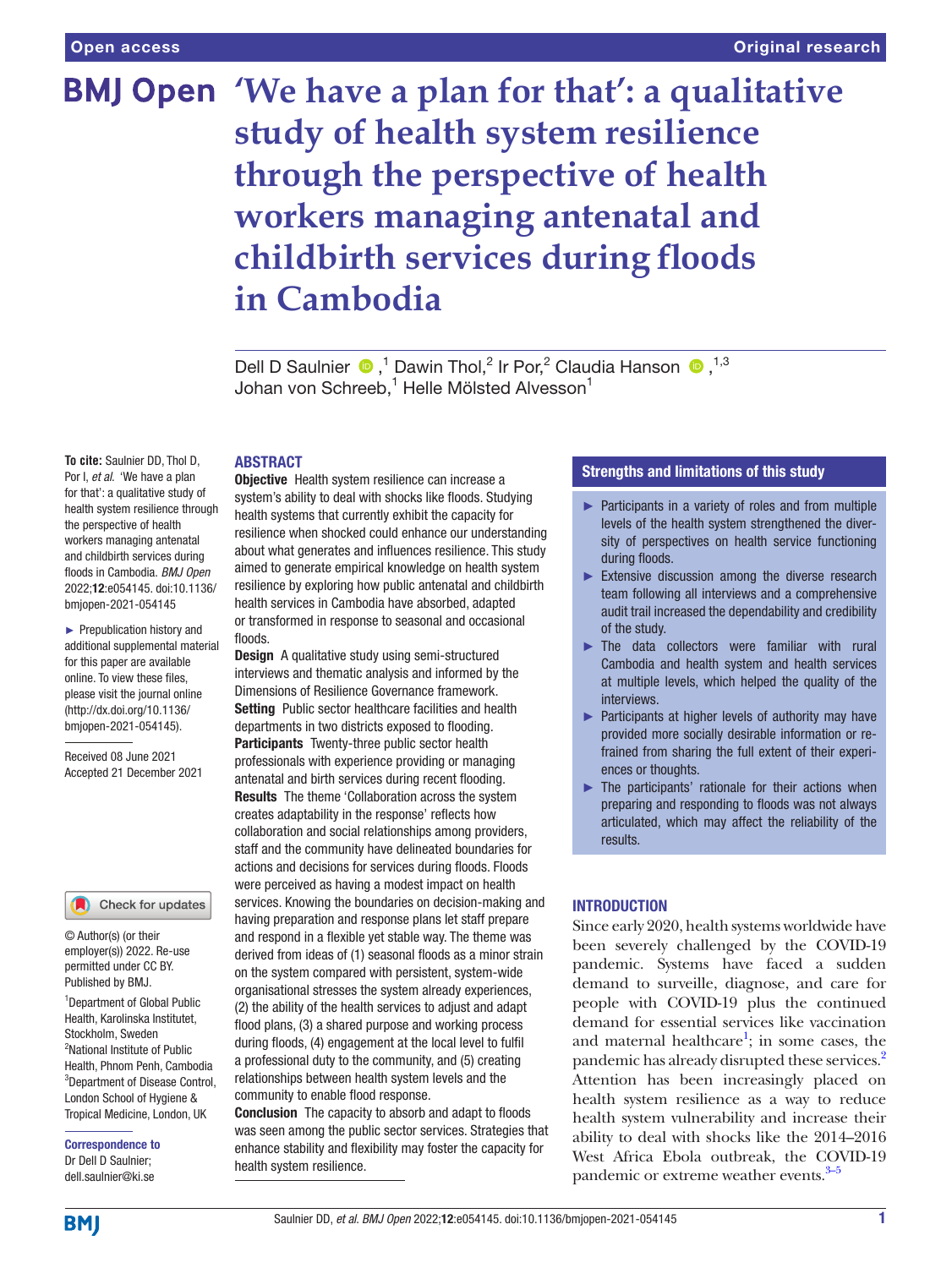# 'We have a plan for that': a qualitative study of health system resilience through the perspective of health workers managing antenatal and childbirth services during floods in Cambodia

Dell D Saulnier ,[1] Dawin Thol,[2] Ir Por,[2] Claudia Hanson ,[1,3] Johan von Schreeb,[1] Helle Mölsted Alvesson[1]

**To cite:** Saulnier DD, Thol D, Por I, *et al.* 'We have a plan for that': a qualitative study of health system resilience through the perspective of health workers managing antenatal and childbirth services during floods in Cambodia. *BMJ Open* 2022;**12**:e054145. doi:10.1136/bmjopen-2021-054145

► Prepublication history and additional supplemental material for this paper are available online. To view these files, please visit the journal online (http://dx.doi.org/10.1136/bmjopen-2021-054145).

Received 08 June 2021
Accepted 21 December 2021

© Author(s) (or their employer(s)) 2022. Re-use permitted under CC BY. Published by BMJ.

[1]Department of Global Public Health, Karolinska Institutet, Stockholm, Sweden
[2]National Institute of Public Health, Phnom Penh, Cambodia
[3]Department of Disease Control, London School of Hygiene & Tropical Medicine, London, UK

**Correspondence to**
Dr Dell D Saulnier;
dell.saulnier@ki.se

## ABSTRACT

**Objective** Health system resilience can increase a system's ability to deal with shocks like floods. Studying health systems that currently exhibit the capacity for resilience when shocked could enhance our understanding about what generates and influences resilience. This study aimed to generate empirical knowledge on health system resilience by exploring how public antenatal and childbirth health services in Cambodia have absorbed, adapted or transformed in response to seasonal and occasional floods.

**Design** A qualitative study using semi-structured interviews and thematic analysis and informed by the Dimensions of Resilience Governance framework.

**Setting** Public sector healthcare facilities and health departments in two districts exposed to flooding.

**Participants** Twenty-three public sector health professionals with experience providing or managing antenatal and birth services during recent flooding.

**Results** The theme 'Collaboration across the system creates adaptability in the response' reflects how collaboration and social relationships among providers, staff and the community have delineated boundaries for actions and decisions for services during floods. Floods were perceived as having a modest impact on health services. Knowing the boundaries on decision-making and having preparation and response plans let staff prepare and respond in a flexible yet stable way. The theme was derived from ideas of (1) seasonal floods as a minor strain on the system compared with persistent, system-wide organisational stresses the system already experiences, (2) the ability of the health services to adjust and adapt flood plans, (3) a shared purpose and working process during floods, (4) engagement at the local level to fulfil a professional duty to the community, and (5) creating relationships between health system levels and the community to enable flood response.

**Conclusion** The capacity to absorb and adapt to floods was seen among the public sector services. Strategies that enhance stability and flexibility may foster the capacity for health system resilience.

## Strengths and limitations of this study

- ► Participants in a variety of roles and from multiple levels of the health system strengthened the diversity of perspectives on health service functioning during floods.
- ► Extensive discussion among the diverse research team following all interviews and a comprehensive audit trail increased the dependability and credibility of the study.
- ► The data collectors were familiar with rural Cambodia and health system and health services at multiple levels, which helped the quality of the interviews.
- ► Participants at higher levels of authority may have provided more socially desirable information or re-frained from sharing the full extent of their experiences or thoughts.
- ► The participants' rationale for their actions when preparing and responding to floods was not always articulated, which may affect the reliability of the results.

## INTRODUCTION

Since early 2020, health systems worldwide have been severely challenged by the COVID-19 pandemic. Systems have faced a sudden demand to surveille, diagnose, and care for people with COVID-19 plus the continued demand for essential services like vaccination and maternal healthcare[1]; in some cases, the pandemic has already disrupted these services.[2] Attention has been increasingly placed on health system resilience as a way to reduce health system vulnerability and increase their ability to deal with shocks like the 2014–2016 West Africa Ebola outbreak, the COVID-19 pandemic or extreme weather events.[3–5]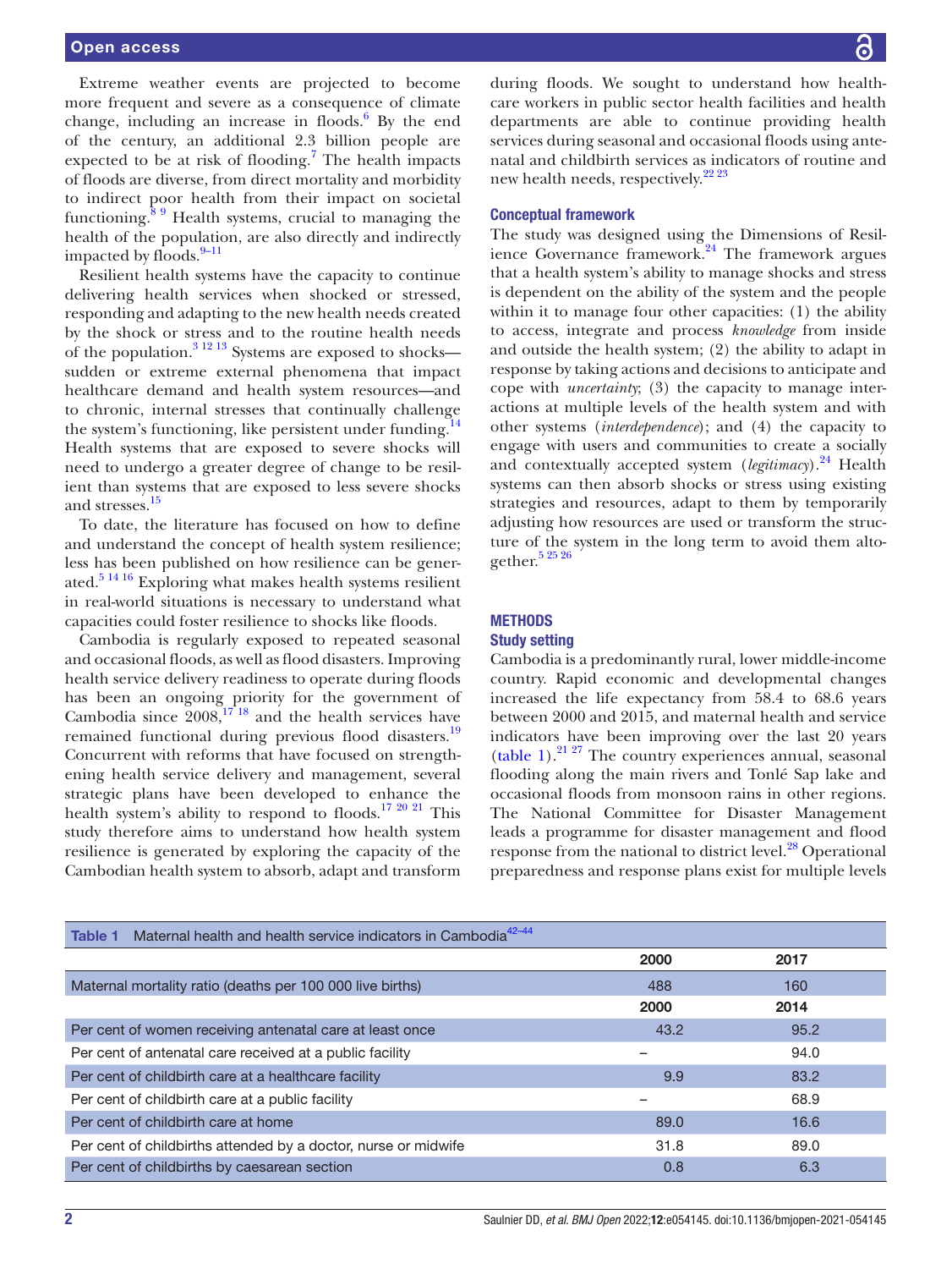Extreme weather events are projected to become more frequent and severe as a consequence of climate change, including an increase in floods.[6] By the end of the century, an additional 2.3 billion people are expected to be at risk of flooding.[7] The health impacts of floods are diverse, from direct mortality and morbidity to indirect poor health from their impact on societal functioning.[8 9] Health systems, crucial to managing the health of the population, are also directly and indirectly impacted by floods.[9–11]

Resilient health systems have the capacity to continue delivering health services when shocked or stressed, responding and adapting to the new health needs created by the shock or stress and to the routine health needs of the population.[3 12 13] Systems are exposed to shocks—sudden or extreme external phenomena that impact healthcare demand and health system resources—and to chronic, internal stresses that continually challenge the system's functioning, like persistent under funding.[14] Health systems that are exposed to severe shocks will need to undergo a greater degree of change to be resilient than systems that are exposed to less severe shocks and stresses.[15]

To date, the literature has focused on how to define and understand the concept of health system resilience; less has been published on how resilience can be generated.[5 14 16] Exploring what makes health systems resilient in real-world situations is necessary to understand what capacities could foster resilience to shocks like floods.

Cambodia is regularly exposed to repeated seasonal and occasional floods, as well as flood disasters. Improving health service delivery readiness to operate during floods has been an ongoing priority for the government of Cambodia since 2008,[17 18] and the health services have remained functional during previous flood disasters.[19] Concurrent with reforms that have focused on strengthening health service delivery and management, several strategic plans have been developed to enhance the health system's ability to respond to floods.[17 20 21] This study therefore aims to understand how health system resilience is generated by exploring the capacity of the Cambodian health system to absorb, adapt and transform during floods. We sought to understand how healthcare workers in public sector health facilities and health departments are able to continue providing health services during seasonal and occasional floods using antenatal and childbirth services as indicators of routine and new health needs, respectively.[22 23]

### Conceptual framework

The study was designed using the Dimensions of Resilience Governance framework.[24] The framework argues that a health system's ability to manage shocks and stress is dependent on the ability of the system and the people within it to manage four other capacities: (1) the ability to access, integrate and process *knowledge* from inside and outside the health system; (2) the ability to adapt in response by taking actions and decisions to anticipate and cope with *uncertainty*; (3) the capacity to manage interactions at multiple levels of the health system and with other systems (*interdependence*); and (4) the capacity to engage with users and communities to create a socially and contextually accepted system (*legitimacy*).[24] Health systems can then absorb shocks or stress using existing strategies and resources, adapt to them by temporarily adjusting how resources are used or transform the structure of the system in the long term to avoid them altogether.[5 25 26]

## METHODS

### Study setting

Cambodia is a predominantly rural, lower middle-income country. Rapid economic and developmental changes increased the life expectancy from 58.4 to 68.6 years between 2000 and 2015, and maternal health and service indicators have been improving over the last 20 years (table 1).[21 27] The country experiences annual, seasonal flooding along the main rivers and Tonlé Sap lake and occasional floods from monsoon rains in other regions. The National Committee for Disaster Management leads a programme for disaster management and flood response from the national to district level.[28] Operational preparedness and response plans exist for multiple levels

**Table 1** Maternal health and health service indicators in Cambodia[42–44]

| | 2000 | 2017 |
|---|---|---|
| Maternal mortality ratio (deaths per 100 000 live births) | 488 | 160 |
| | **2000** | **2014** |
| Per cent of women receiving antenatal care at least once | 43.2 | 95.2 |
| Per cent of antenatal care received at a public facility | – | 94.0 |
| Per cent of childbirth care at a healthcare facility | 9.9 | 83.2 |
| Per cent of childbirth care at a public facility | – | 68.9 |
| Per cent of childbirth care at home | 89.0 | 16.6 |
| Per cent of childbirths attended by a doctor, nurse or midwife | 31.8 | 89.0 |
| Per cent of childbirths by caesarean section | 0.8 | 6.3 |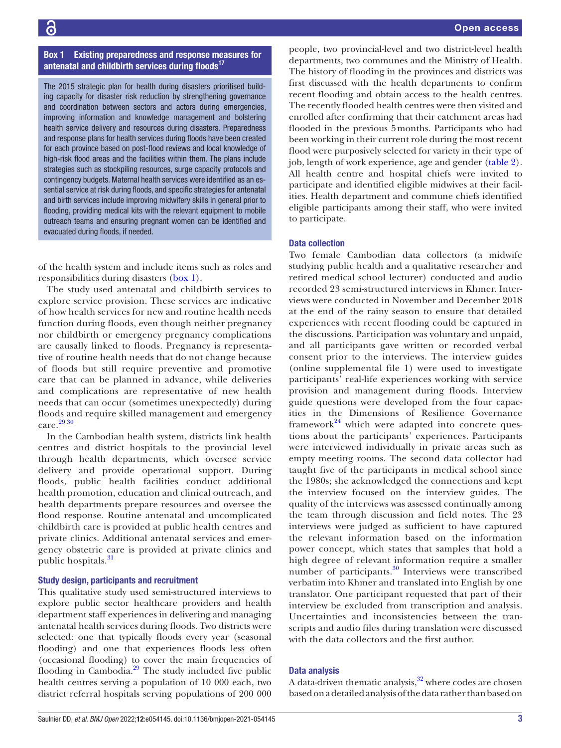**Box 1 Existing preparedness and response measures for antenatal and childbirth services during floods[17]**

The 2015 strategic plan for health during disasters prioritised building capacity for disaster risk reduction by strengthening governance and coordination between sectors and actors during emergencies, improving information and knowledge management and bolstering health service delivery and resources during disasters. Preparedness and response plans for health services during floods have been created for each province based on post-flood reviews and local knowledge of high-risk flood areas and the facilities within them. The plans include strategies such as stockpiling resources, surge capacity protocols and contingency budgets. Maternal health services were identified as an essential service at risk during floods, and specific strategies for antenatal and birth services include improving midwifery skills in general prior to flooding, providing medical kits with the relevant equipment to mobile outreach teams and ensuring pregnant women can be identified and evacuated during floods, if needed.

of the health system and include items such as roles and responsibilities during disasters (box 1).

The study used antenatal and childbirth services to explore service provision. These services are indicative of how health services for new and routine health needs function during floods, even though neither pregnancy nor childbirth or emergency pregnancy complications are causally linked to floods. Pregnancy is representative of routine health needs that do not change because of floods but still require preventive and promotive care that can be planned in advance, while deliveries and complications are representative of new health needs that can occur (sometimes unexpectedly) during floods and require skilled management and emergency care.[29 30]

In the Cambodian health system, districts link health centres and district hospitals to the provincial level through health departments, which oversee service delivery and provide operational support. During floods, public health facilities conduct additional health promotion, education and clinical outreach, and health departments prepare resources and oversee the flood response. Routine antenatal and uncomplicated childbirth care is provided at public health centres and private clinics. Additional antenatal services and emergency obstetric care is provided at private clinics and public hospitals.[31]

### Study design, participants and recruitment

This qualitative study used semi-structured interviews to explore public sector healthcare providers and health department staff experiences in delivering and managing antenatal health services during floods. Two districts were selected: one that typically floods every year (seasonal flooding) and one that experiences floods less often (occasional flooding) to cover the main frequencies of flooding in Cambodia.[29] The study included five public health centres serving a population of 10 000 each, two district referral hospitals serving populations of 200 000 people, two provincial-level and two district-level health departments, two communes and the Ministry of Health. The history of flooding in the provinces and districts was first discussed with the health departments to confirm recent flooding and obtain access to the health centres. The recently flooded health centres were then visited and enrolled after confirming that their catchment areas had flooded in the previous 5 months. Participants who had been working in their current role during the most recent flood were purposively selected for variety in their type of job, length of work experience, age and gender (table 2). All health centre and hospital chiefs were invited to participate and identified eligible midwives at their facilities. Health department and commune chiefs identified eligible participants among their staff, who were invited to participate.

### Data collection

Two female Cambodian data collectors (a midwife studying public health and a qualitative researcher and retired medical school lecturer) conducted and audio recorded 23 semi-structured interviews in Khmer. Interviews were conducted in November and December 2018 at the end of the rainy season to ensure that detailed experiences with recent flooding could be captured in the discussions. Participation was voluntary and unpaid, and all participants gave written or recorded verbal consent prior to the interviews. The interview guides (online supplemental file 1) were used to investigate participants' real-life experiences working with service provision and management during floods. Interview guide questions were developed from the four capacities in the Dimensions of Resilience Governance framework[24] which were adapted into concrete questions about the participants' experiences. Participants were interviewed individually in private areas such as empty meeting rooms. The second data collector had taught five of the participants in medical school since the 1980s; she acknowledged the connections and kept the interview focused on the interview guides. The quality of the interviews was assessed continually among the team through discussion and field notes. The 23 interviews were judged as sufficient to have captured the relevant information based on the information power concept, which states that samples that hold a high degree of relevant information require a smaller number of participants.[30] Interviews were transcribed verbatim into Khmer and translated into English by one translator. One participant requested that part of their interview be excluded from transcription and analysis. Uncertainties and inconsistencies between the transcripts and audio files during translation were discussed with the data collectors and the first author.

### Data analysis

A data-driven thematic analysis,[32] where codes are chosen based on a detailed analysis of the data rather than based on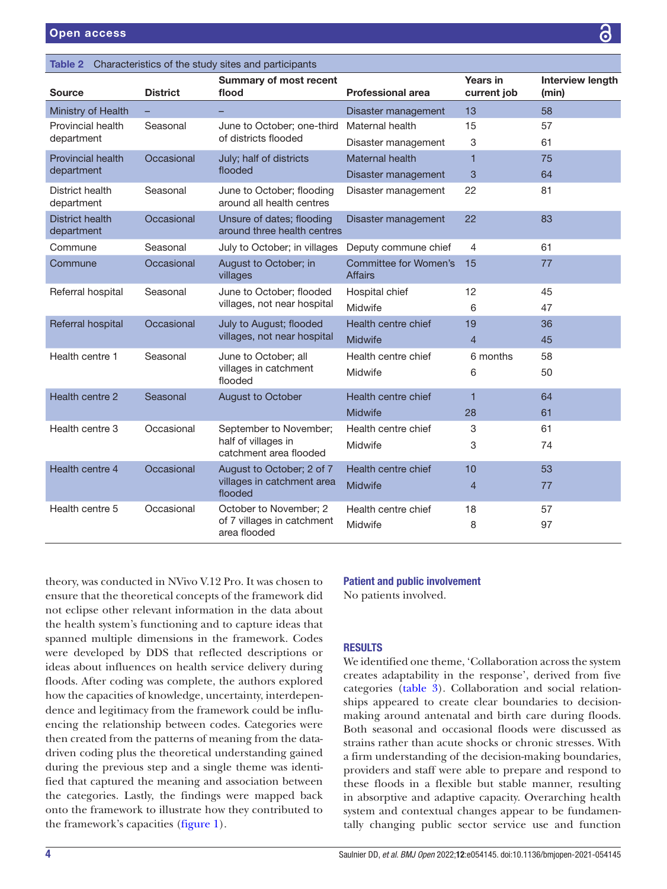Table 2 Characteristics of the study sites and participants

| Source | District | Summary of most recent flood | Professional area | Years in current job | Interview length (min) |
|---|---|---|---|---|---|
| Ministry of Health | – | – | Disaster management | 13 | 58 |
| Provincial health department | Seasonal | June to October; one-third of districts flooded | Maternal health | 15 | 57 |
| | | | Disaster management | 3 | 61 |
| Provincial health department | Occasional | July; half of districts flooded | Maternal health | 1 | 75 |
| | | | Disaster management | 3 | 64 |
| District health department | Seasonal | June to October; flooding around all health centres | Disaster management | 22 | 81 |
| District health department | Occasional | Unsure of dates; flooding around three health centres | Disaster management | 22 | 83 |
| Commune | Seasonal | July to October; in villages | Deputy commune chief | 4 | 61 |
| Commune | Occasional | August to October; in villages | Committee for Women's Affairs | 15 | 77 |
| Referral hospital | Seasonal | June to October; flooded villages, not near hospital | Hospital chief | 12 | 45 |
| | | | Midwife | 6 | 47 |
| Referral hospital | Occasional | July to August; flooded villages, not near hospital | Health centre chief | 19 | 36 |
| | | | Midwife | 4 | 45 |
| Health centre 1 | Seasonal | June to October; all villages in catchment flooded | Health centre chief | 6 months | 58 |
| | | | Midwife | 6 | 50 |
| Health centre 2 | Seasonal | August to October | Health centre chief | 1 | 64 |
| | | | Midwife | 28 | 61 |
| Health centre 3 | Occasional | September to November; half of villages in catchment area flooded | Health centre chief | 3 | 61 |
| | | | Midwife | 3 | 74 |
| Health centre 4 | Occasional | August to October; 2 of 7 villages in catchment area flooded | Health centre chief | 10 | 53 |
| | | | Midwife | 4 | 77 |
| Health centre 5 | Occasional | October to November; 2 of 7 villages in catchment area flooded | Health centre chief | 18 | 57 |
| | | | Midwife | 8 | 97 |

theory, was conducted in NVivo V.12 Pro. It was chosen to ensure that the theoretical concepts of the framework did not eclipse other relevant information in the data about the health system's functioning and to capture ideas that spanned multiple dimensions in the framework. Codes were developed by DDS that reflected descriptions or ideas about influences on health service delivery during floods. After coding was complete, the authors explored how the capacities of knowledge, uncertainty, interdependence and legitimacy from the framework could be influencing the relationship between codes. Categories were then created from the patterns of meaning from the data-driven coding plus the theoretical understanding gained during the previous step and a single theme was identified that captured the meaning and association between the categories. Lastly, the findings were mapped back onto the framework to illustrate how they contributed to the framework's capacities (figure 1).

### Patient and public involvement

No patients involved.

## RESULTS

We identified one theme, 'Collaboration across the system creates adaptability in the response', derived from five categories (table 3). Collaboration and social relationships appeared to create clear boundaries to decision-making around antenatal and birth care during floods. Both seasonal and occasional floods were discussed as strains rather than acute shocks or chronic stresses. With a firm understanding of the decision-making boundaries, providers and staff were able to prepare and respond to these floods in a flexible but stable manner, resulting in absorptive and adaptive capacity. Overarching health system and contextual changes appear to be fundamentally changing public sector service use and function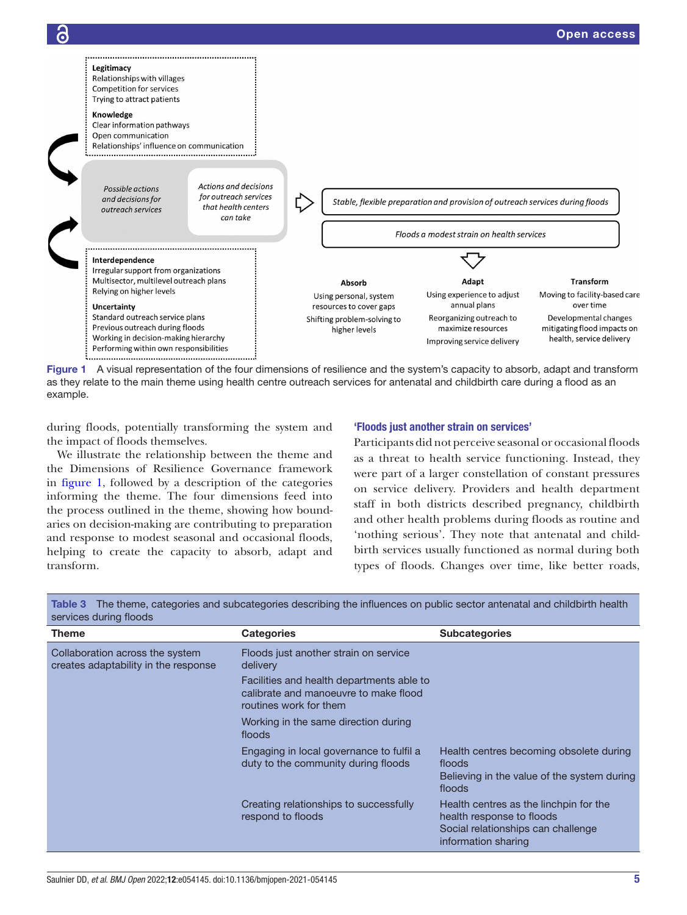Legitimacy
Relationships with villages
Competition for services
Trying to attract patients

Knowledge
Clear information pathways
Open communication
Relationships' influence on communication

*Possible actions and decisions for outreach services*

*Actions and decisions for outreach services that health centers can take*

*Stable, flexible preparation and provision of outreach services during floods*

*Floods a modest strain on health services*

Interdependence
Irregular support from organizations
Multisector, multilevel outreach plans
Relying on higher levels

Uncertainty
Standard outreach service plans
Previous outreach during floods
Working in decision-making hierarchy
Performing within own responsibilities

Absorb
Using personal, system resources to cover gaps
Shifting problem-solving to higher levels

Adapt
Using experience to adjust annual plans
Reorganizing outreach to maximize resources
Improving service delivery

Transform
Moving to facility-based care over time
Developmental changes mitigating flood impacts on health, service delivery

**Figure 1** A visual representation of the four dimensions of resilience and the system's capacity to absorb, adapt and transform as they relate to the main theme using health centre outreach services for antenatal and childbirth care during a flood as an example.

during floods, potentially transforming the system and the impact of floods themselves.

We illustrate the relationship between the theme and the Dimensions of Resilience Governance framework in figure 1, followed by a description of the categories informing the theme. The four dimensions feed into the process outlined in the theme, showing how boundaries on decision-making are contributing to preparation and response to modest seasonal and occasional floods, helping to create the capacity to absorb, adapt and transform.

### 'Floods just another strain on services'

Participants did not perceive seasonal or occasional floods as a threat to health service functioning. Instead, they were part of a larger constellation of constant pressures on service delivery. Providers and health department staff in both districts described pregnancy, childbirth and other health problems during floods as routine and 'nothing serious'. They note that antenatal and childbirth services usually functioned as normal during both types of floods. Changes over time, like better roads,

**Table 3** The theme, categories and subcategories describing the influences on public sector antenatal and childbirth health services during floods

| Theme | Categories | Subcategories |
|---|---|---|
| Collaboration across the system creates adaptability in the response | Floods just another strain on service delivery | |
| | Facilities and health departments able to calibrate and manoeuvre to make flood routines work for them | |
| | Working in the same direction during floods | |
| | Engaging in local governance to fulfil a duty to the community during floods | Health centres becoming obsolete during floods<br>Believing in the value of the system during floods |
| | Creating relationships to successfully respond to floods | Health centres as the linchpin for the health response to floods<br>Social relationships can challenge information sharing |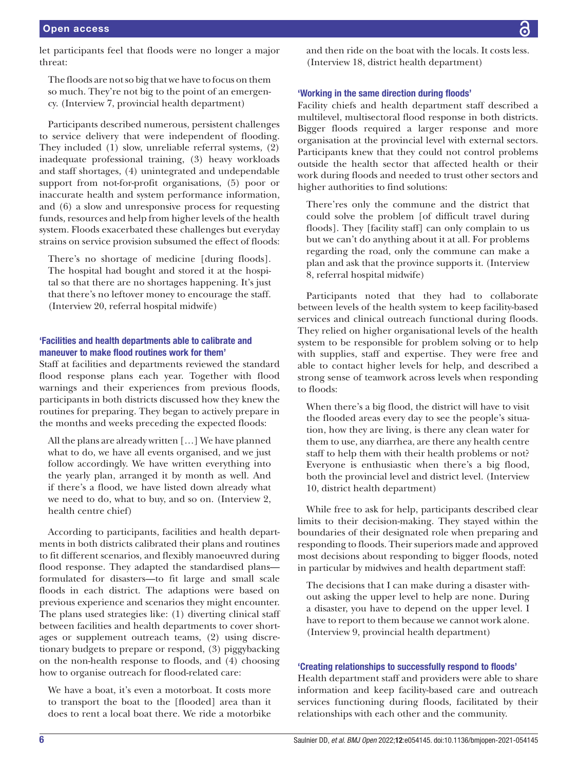let participants feel that floods were no longer a major threat:

> The floods are not so big that we have to focus on them so much. They're not big to the point of an emergency. (Interview 7, provincial health department)

Participants described numerous, persistent challenges to service delivery that were independent of flooding. They included (1) slow, unreliable referral systems, (2) inadequate professional training, (3) heavy workloads and staff shortages, (4) unintegrated and undependable support from not-for-profit organisations, (5) poor or inaccurate health and system performance information, and (6) a slow and unresponsive process for requesting funds, resources and help from higher levels of the health system. Floods exacerbated these challenges but everyday strains on service provision subsumed the effect of floods:

> There's no shortage of medicine [during floods]. The hospital had bought and stored it at the hospital so that there are no shortages happening. It's just that there's no leftover money to encourage the staff. (Interview 20, referral hospital midwife)

### 'Facilities and health departments able to calibrate and maneuver to make flood routines work for them'

Staff at facilities and departments reviewed the standard flood response plans each year. Together with flood warnings and their experiences from previous floods, participants in both districts discussed how they knew the routines for preparing. They began to actively prepare in the months and weeks preceding the expected floods:

> All the plans are already written […] We have planned what to do, we have all events organised, and we just follow accordingly. We have written everything into the yearly plan, arranged it by month as well. And if there's a flood, we have listed down already what we need to do, what to buy, and so on. (Interview 2, health centre chief)

According to participants, facilities and health departments in both districts calibrated their plans and routines to fit different scenarios, and flexibly manoeuvred during flood response. They adapted the standardised plans—formulated for disasters—to fit large and small scale floods in each district. The adaptions were based on previous experience and scenarios they might encounter. The plans used strategies like: (1) diverting clinical staff between facilities and health departments to cover shortages or supplement outreach teams, (2) using discretionary budgets to prepare or respond, (3) piggybacking on the non-health response to floods, and (4) choosing how to organise outreach for flood-related care:

> We have a boat, it's even a motorboat. It costs more to transport the boat to the [flooded] area than it does to rent a local boat there. We ride a motorbike and then ride on the boat with the locals. It costs less. (Interview 18, district health department)

### 'Working in the same direction during floods'

Facility chiefs and health department staff described a multilevel, multisectoral flood response in both districts. Bigger floods required a larger response and more organisation at the provincial level with external sectors. Participants knew that they could not control problems outside the health sector that affected health or their work during floods and needed to trust other sectors and higher authorities to find solutions:

> There'res only the commune and the district that could solve the problem [of difficult travel during floods]. They [facility staff] can only complain to us but we can't do anything about it at all. For problems regarding the road, only the commune can make a plan and ask that the province supports it. (Interview 8, referral hospital midwife)

Participants noted that they had to collaborate between levels of the health system to keep facility-based services and clinical outreach functional during floods. They relied on higher organisational levels of the health system to be responsible for problem solving or to help with supplies, staff and expertise. They were free and able to contact higher levels for help, and described a strong sense of teamwork across levels when responding to floods:

> When there's a big flood, the district will have to visit the flooded areas every day to see the people's situation, how they are living, is there any clean water for them to use, any diarrhea, are there any health centre staff to help them with their health problems or not? Everyone is enthusiastic when there's a big flood, both the provincial level and district level. (Interview 10, district health department)

While free to ask for help, participants described clear limits to their decision-making. They stayed within the boundaries of their designated role when preparing and responding to floods. Their superiors made and approved most decisions about responding to bigger floods, noted in particular by midwives and health department staff:

> The decisions that I can make during a disaster without asking the upper level to help are none. During a disaster, you have to depend on the upper level. I have to report to them because we cannot work alone. (Interview 9, provincial health department)

### 'Creating relationships to successfully respond to floods'

Health department staff and providers were able to share information and keep facility-based care and outreach services functioning during floods, facilitated by their relationships with each other and the community.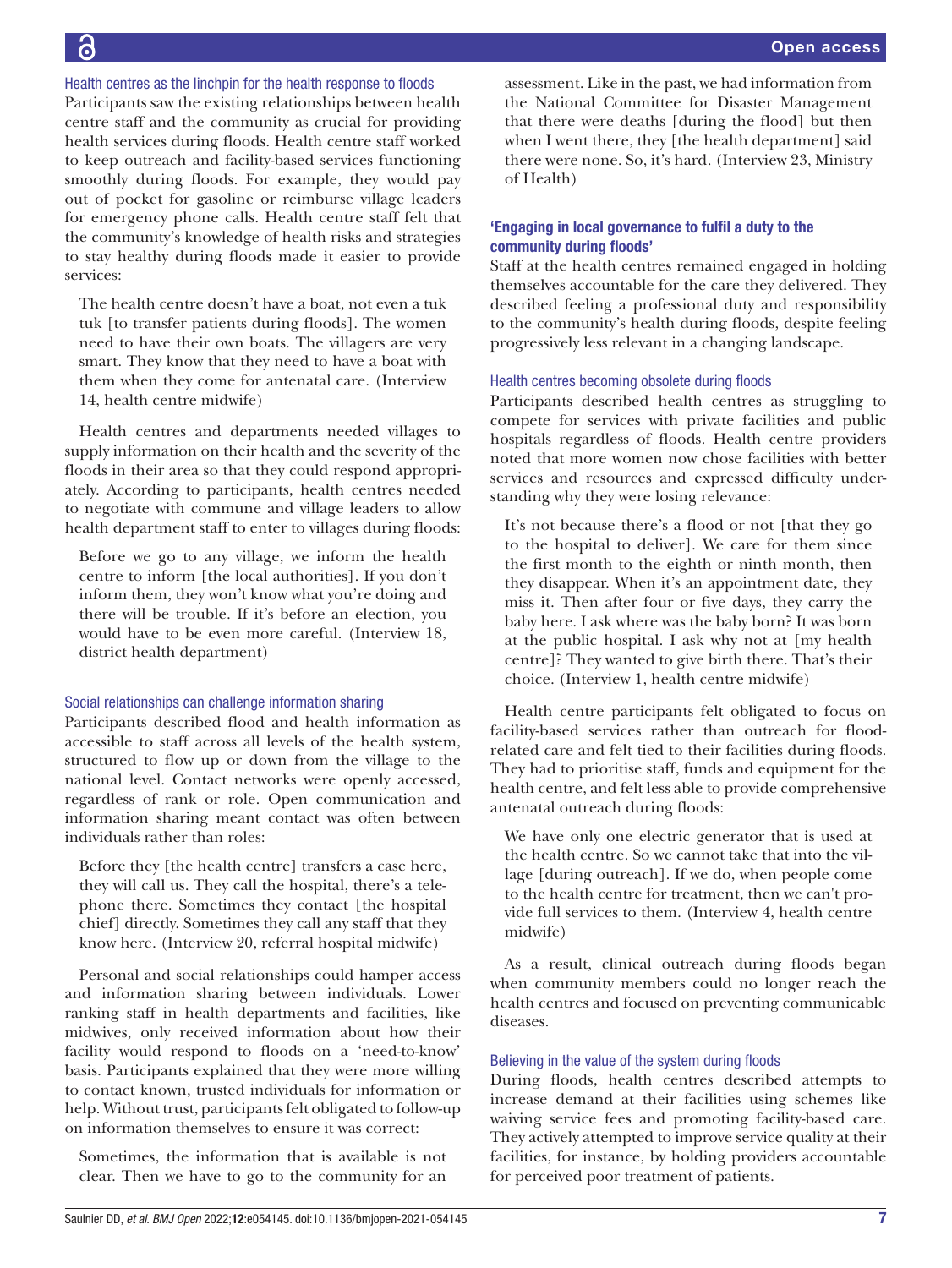### Health centres as the linchpin for the health response to floods

Participants saw the existing relationships between health centre staff and the community as crucial for providing health services during floods. Health centre staff worked to keep outreach and facility-based services functioning smoothly during floods. For example, they would pay out of pocket for gasoline or reimburse village leaders for emergency phone calls. Health centre staff felt that the community's knowledge of health risks and strategies to stay healthy during floods made it easier to provide services:

> The health centre doesn't have a boat, not even a tuk tuk [to transfer patients during floods]. The women need to have their own boats. The villagers are very smart. They know that they need to have a boat with them when they come for antenatal care. (Interview 14, health centre midwife)

Health centres and departments needed villages to supply information on their health and the severity of the floods in their area so that they could respond appropriately. According to participants, health centres needed to negotiate with commune and village leaders to allow health department staff to enter to villages during floods:

> Before we go to any village, we inform the health centre to inform [the local authorities]. If you don't inform them, they won't know what you're doing and there will be trouble. If it's before an election, you would have to be even more careful. (Interview 18, district health department)

### Social relationships can challenge information sharing

Participants described flood and health information as accessible to staff across all levels of the health system, structured to flow up or down from the village to the national level. Contact networks were openly accessed, regardless of rank or role. Open communication and information sharing meant contact was often between individuals rather than roles:

> Before they [the health centre] transfers a case here, they will call us. They call the hospital, there's a telephone there. Sometimes they contact [the hospital chief] directly. Sometimes they call any staff that they know here. (Interview 20, referral hospital midwife)

Personal and social relationships could hamper access and information sharing between individuals. Lower ranking staff in health departments and facilities, like midwives, only received information about how their facility would respond to floods on a 'need-to-know' basis. Participants explained that they were more willing to contact known, trusted individuals for information or help. Without trust, participants felt obligated to follow-up on information themselves to ensure it was correct:

> Sometimes, the information that is available is not clear. Then we have to go to the community for an assessment. Like in the past, we had information from the National Committee for Disaster Management that there were deaths [during the flood] but then when I went there, they [the health department] said there were none. So, it's hard. (Interview 23, Ministry of Health)

## 'Engaging in local governance to fulfil a duty to the community during floods'

Staff at the health centres remained engaged in holding themselves accountable for the care they delivered. They described feeling a professional duty and responsibility to the community's health during floods, despite feeling progressively less relevant in a changing landscape.

### Health centres becoming obsolete during floods

Participants described health centres as struggling to compete for services with private facilities and public hospitals regardless of floods. Health centre providers noted that more women now chose facilities with better services and resources and expressed difficulty understanding why they were losing relevance:

> It's not because there's a flood or not [that they go to the hospital to deliver]. We care for them since the first month to the eighth or ninth month, then they disappear. When it's an appointment date, they miss it. Then after four or five days, they carry the baby here. I ask where was the baby born? It was born at the public hospital. I ask why not at [my health centre]? They wanted to give birth there. That's their choice. (Interview 1, health centre midwife)

Health centre participants felt obligated to focus on facility-based services rather than outreach for flood-related care and felt tied to their facilities during floods. They had to prioritise staff, funds and equipment for the health centre, and felt less able to provide comprehensive antenatal outreach during floods:

> We have only one electric generator that is used at the health centre. So we cannot take that into the village [during outreach]. If we do, when people come to the health centre for treatment, then we can't provide full services to them. (Interview 4, health centre midwife)

As a result, clinical outreach during floods began when community members could no longer reach the health centres and focused on preventing communicable diseases.

### Believing in the value of the system during floods

During floods, health centres described attempts to increase demand at their facilities using schemes like waiving service fees and promoting facility-based care. They actively attempted to improve service quality at their facilities, for instance, by holding providers accountable for perceived poor treatment of patients.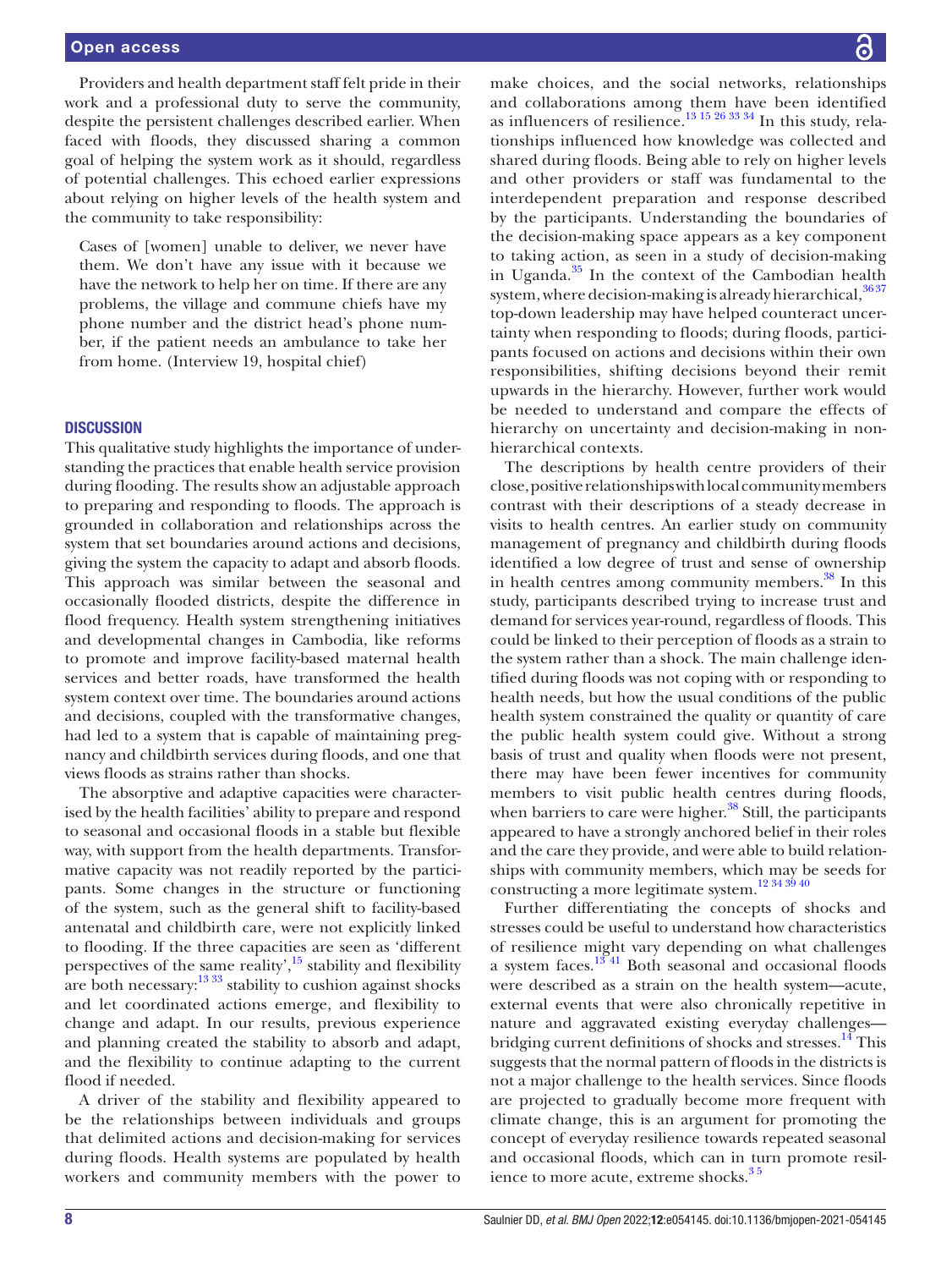Providers and health department staff felt pride in their work and a professional duty to serve the community, despite the persistent challenges described earlier. When faced with floods, they discussed sharing a common goal of helping the system work as it should, regardless of potential challenges. This echoed earlier expressions about relying on higher levels of the health system and the community to take responsibility:

> Cases of [women] unable to deliver, we never have them. We don't have any issue with it because we have the network to help her on time. If there are any problems, the village and commune chiefs have my phone number and the district head's phone number, if the patient needs an ambulance to take her from home. (Interview 19, hospital chief)

## DISCUSSION

This qualitative study highlights the importance of understanding the practices that enable health service provision during flooding. The results show an adjustable approach to preparing and responding to floods. The approach is grounded in collaboration and relationships across the system that set boundaries around actions and decisions, giving the system the capacity to adapt and absorb floods. This approach was similar between the seasonal and occasionally flooded districts, despite the difference in flood frequency. Health system strengthening initiatives and developmental changes in Cambodia, like reforms to promote and improve facility-based maternal health services and better roads, have transformed the health system context over time. The boundaries around actions and decisions, coupled with the transformative changes, had led to a system that is capable of maintaining pregnancy and childbirth services during floods, and one that views floods as strains rather than shocks.

The absorptive and adaptive capacities were characterised by the health facilities' ability to prepare and respond to seasonal and occasional floods in a stable but flexible way, with support from the health departments. Transformative capacity was not readily reported by the participants. Some changes in the structure or functioning of the system, such as the general shift to facility-based antenatal and childbirth care, were not explicitly linked to flooding. If the three capacities are seen as 'different perspectives of the same reality',[15] stability and flexibility are both necessary:[13 33] stability to cushion against shocks and let coordinated actions emerge, and flexibility to change and adapt. In our results, previous experience and planning created the stability to absorb and adapt, and the flexibility to continue adapting to the current flood if needed.

A driver of the stability and flexibility appeared to be the relationships between individuals and groups that delimited actions and decision-making for services during floods. Health systems are populated by health workers and community members with the power to make choices, and the social networks, relationships and collaborations among them have been identified as influencers of resilience.[13 15 26 33 34] In this study, relationships influenced how knowledge was collected and shared during floods. Being able to rely on higher levels and other providers or staff was fundamental to the interdependent preparation and response described by the participants. Understanding the boundaries of the decision-making space appears as a key component to taking action, as seen in a study of decision-making in Uganda.[35] In the context of the Cambodian health system, where decision-making is already hierarchical,[36 37] top-down leadership may have helped counteract uncertainty when responding to floods; during floods, participants focused on actions and decisions within their own responsibilities, shifting decisions beyond their remit upwards in the hierarchy. However, further work would be needed to understand and compare the effects of hierarchy on uncertainty and decision-making in non-hierarchical contexts.

The descriptions by health centre providers of their close, positive relationships with local community members contrast with their descriptions of a steady decrease in visits to health centres. An earlier study on community management of pregnancy and childbirth during floods identified a low degree of trust and sense of ownership in health centres among community members.[38] In this study, participants described trying to increase trust and demand for services year-round, regardless of floods. This could be linked to their perception of floods as a strain to the system rather than a shock. The main challenge identified during floods was not coping with or responding to health needs, but how the usual conditions of the public health system constrained the quality or quantity of care the public health system could give. Without a strong basis of trust and quality when floods were not present, there may have been fewer incentives for community members to visit public health centres during floods, when barriers to care were higher.[38] Still, the participants appeared to have a strongly anchored belief in their roles and the care they provide, and were able to build relationships with community members, which may be seeds for constructing a more legitimate system.[12 34 39 40]

Further differentiating the concepts of shocks and stresses could be useful to understand how characteristics of resilience might vary depending on what challenges a system faces.[13 41] Both seasonal and occasional floods were described as a strain on the health system—acute, external events that were also chronically repetitive in nature and aggravated existing everyday challenges—bridging current definitions of shocks and stresses.[14] This suggests that the normal pattern of floods in the districts is not a major challenge to the health services. Since floods are projected to gradually become more frequent with climate change, this is an argument for promoting the concept of everyday resilience towards repeated seasonal and occasional floods, which can in turn promote resilience to more acute, extreme shocks.[3 5]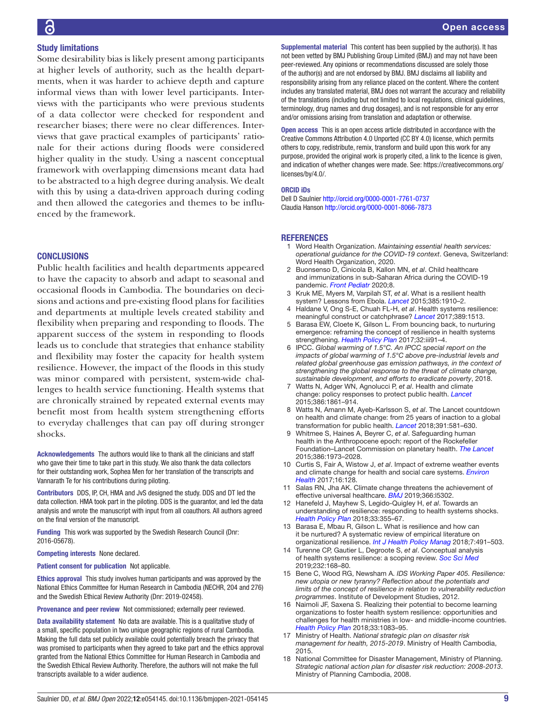## Study limitations

Some desirability bias is likely present among participants at higher levels of authority, such as the health departments, when it was harder to achieve depth and capture informal views than with lower level participants. Interviews with the participants who were previous students of a data collector were checked for respondent and researcher biases; there were no clear differences. Interviews that gave practical examples of participants' rationale for their actions during floods were considered higher quality in the study. Using a nascent conceptual framework with overlapping dimensions meant data had to be abstracted to a high degree during analysis. We dealt with this by using a data-driven approach during coding and then allowed the categories and themes to be influenced by the framework.

## CONCLUSIONS

Public health facilities and health departments appeared to have the capacity to absorb and adapt to seasonal and occasional floods in Cambodia. The boundaries on decisions and actions and pre-existing flood plans for facilities and departments at multiple levels created stability and flexibility when preparing and responding to floods. The apparent success of the system in responding to floods leads us to conclude that strategies that enhance stability and flexibility may foster the capacity for health system resilience. However, the impact of the floods in this study was minor compared with persistent, system-wide challenges to health service functioning. Health systems that are chronically strained by repeated external events may benefit most from health system strengthening efforts to everyday challenges that can pay off during stronger shocks.

**Acknowledgements** The authors would like to thank all the clinicians and staff who gave their time to take part in this study. We also thank the data collectors for their outstanding work, Sophea Men for her translation of the transcripts and Vannarath Te for his contributions during piloting.

**Contributors** DDS, IP, CH, HMA and JvS designed the study. DDS and DT led the data collection. HMA took part in the piloting. DDS is the guarantor, and led the data analysis and wrote the manuscript with input from all coauthors. All authors agreed on the final version of the manuscript.

**Funding** This work was supported by the Swedish Research Council (Dnr: 2016-05678).

**Competing interests** None declared.

**Patient consent for publication** Not applicable.

**Ethics approval** This study involves human participants and was approved by the National Ethics Committee for Human Research in Cambodia (NECHR, 204 and 276) and the Swedish Ethical Review Authority (Dnr: 2019-02458).

**Provenance and peer review** Not commissioned; externally peer reviewed.

**Data availability statement** No data are available. This is a qualitative study of a small, specific population in two unique geographic regions of rural Cambodia. Making the full data set publicly available could potentially breach the privacy that was promised to participants when they agreed to take part and the ethics approval granted from the National Ethics Committee for Human Research in Cambodia and the Swedish Ethical Review Authority. Therefore, the authors will not make the full transcripts available to a wider audience.

**Supplemental material** This content has been supplied by the author(s). It has not been vetted by BMJ Publishing Group Limited (BMJ) and may not have been peer-reviewed. Any opinions or recommendations discussed are solely those of the author(s) and are not endorsed by BMJ. BMJ disclaims all liability and responsibility arising from any reliance placed on the content. Where the content includes any translated material, BMJ does not warrant the accuracy and reliability of the translations (including but not limited to local regulations, clinical guidelines, terminology, drug names and drug dosages), and is not responsible for any error and/or omissions arising from translation and adaptation or otherwise.

**Open access** This is an open access article distributed in accordance with the Creative Commons Attribution 4.0 Unported (CC BY 4.0) license, which permits others to copy, redistribute, remix, transform and build upon this work for any purpose, provided the original work is properly cited, a link to the licence is given, and indication of whether changes were made. See: https://creativecommons.org/licenses/by/4.0/.

### ORCID iDs

Dell D Saulnier http://orcid.org/0000-0001-7761-0737
Claudia Hanson http://orcid.org/0000-0001-8066-7873

## REFERENCES

1. Word Health Organization. *Maintaining essential health services: operational guidance for the COVID-19 context*. Geneva, Switzerland: Word Health Organization, 2020.
2. Buonsenso D, Cinicola B, Kallon MN, *et al*. Child healthcare and immunizations in sub-Saharan Africa during the COVID-19 pandemic. *Front Pediatr* 2020;8.
3. Kruk ME, Myers M, Varpilah ST, *et al*. What is a resilient health system? Lessons from Ebola. *Lancet* 2015;385:1910–2.
4. Haldane V, Ong S-E, Chuah FL-H, *et al*. Health systems resilience: meaningful construct or catchphrase? *Lancet* 2017;389:1513.
5. Barasa EW, Cloete K, Gilson L. From bouncing back, to nurturing emergence: reframing the concept of resilience in health systems strengthening. *Health Policy Plan* 2017;32:iii91–4.
6. IPCC. *Global warming of 1.5°C. An IPCC special report on the impacts of global warming of 1.5°C above pre-industrial levels and related global greenhouse gas emission pathways, in the context of strengthening the global response to the threat of climate change, sustainable development, and efforts to eradicate poverty*, 2018.
7. Watts N, Adger WN, Agnolucci P, *et al*. Health and climate change: policy responses to protect public health. *Lancet* 2015;386:1861–914.
8. Watts N, Amann M, Ayeb-Karlsson S, *et al*. The Lancet countdown on health and climate change: from 25 years of inaction to a global transformation for public health. *Lancet* 2018;391:581–630.
9. Whitmee S, Haines A, Beyrer C, *et al*. Safeguarding human health in the Anthropocene epoch: report of the Rockefeller Foundation–Lancet Commission on planetary health. *The Lancet* 2015;386:1973–2028.
10. Curtis S, Fair A, Wistow J, *et al*. Impact of extreme weather events and climate change for health and social care systems. *Environ Health* 2017;16:128.
11. Salas RN, Jha AK. Climate change threatens the achievement of effective universal healthcare. *BMJ* 2019;366:l5302.
12. Hanefeld J, Mayhew S, Legido-Quigley H, *et al*. Towards an understanding of resilience: responding to health systems shocks. *Health Policy Plan* 2018;33:355–67.
13. Barasa E, Mbau R, Gilson L. What is resilience and how can it be nurtured? A systematic review of empirical literature on organizational resilience. *Int J Health Policy Manag* 2018;7:491–503.
14. Turenne CP, Gautier L, Degroote S, *et al*. Conceptual analysis of health systems resilience: a scoping review. *Soc Sci Med* 2019;232:168–80.
15. Bene C, Wood RG, Newsham A. *IDS Working Paper 405. Resilience: new utopia or new tyranny? Reflection about the potentials and limits of the concept of resilience in relation to vulnerability reduction programmes*. Institute of Development Studies, 2012.
16. Naimoli JF, Saxena S. Realizing their potential to become learning organizations to foster health system resilience: opportunities and challenges for health ministries in low- and middle-income countries. *Health Policy Plan* 2018;33:1083–95.
17. Ministry of Health. *National strategic plan on disaster risk management for health, 2015-2019*. Ministry of Health Cambodia, 2015.
18. National Committee for Disaster Management, Ministry of Planning. *Strategic national action plan for disaster risk reduction: 2008-2013*. Ministry of Planning Cambodia, 2008.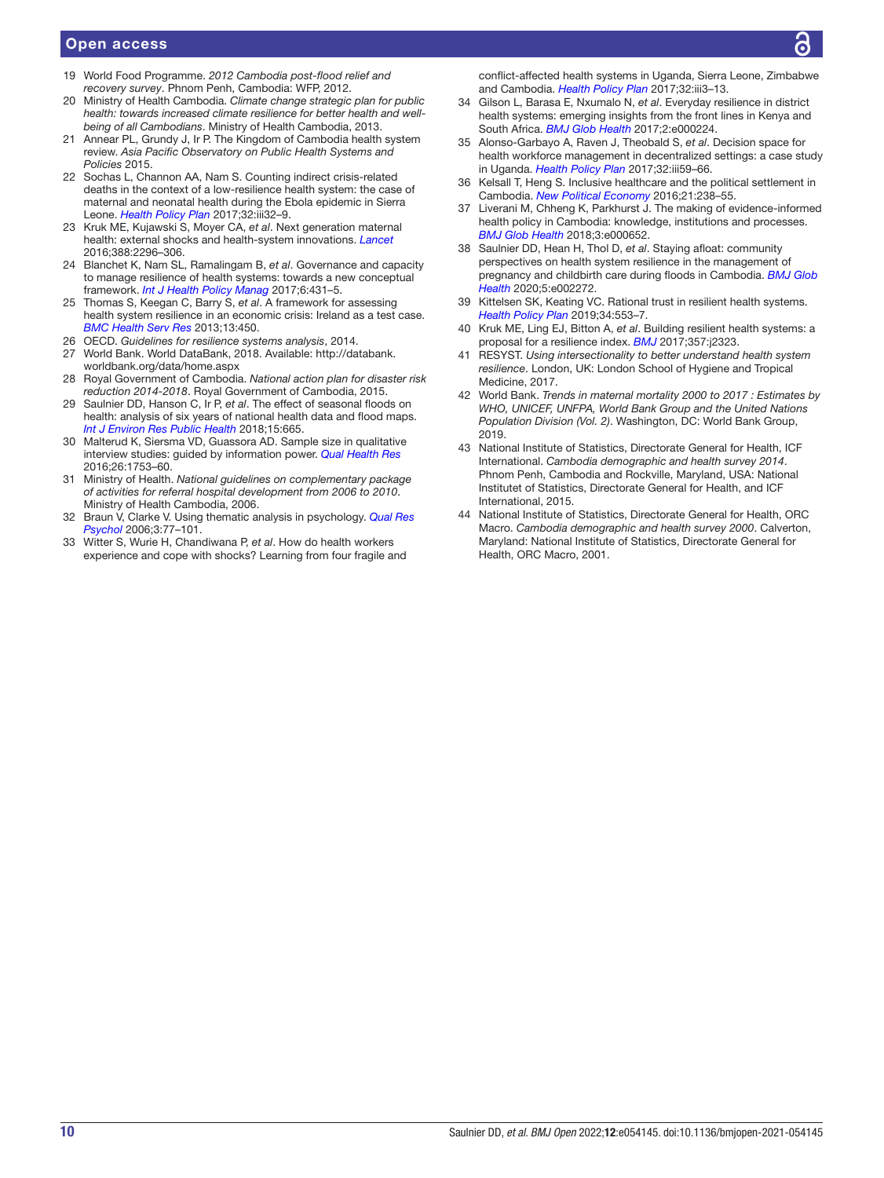19 World Food Programme. *2012 Cambodia post-flood relief and recovery survey*. Phnom Penh, Cambodia: WFP, 2012.
20 Ministry of Health Cambodia. *Climate change strategic plan for public health: towards increased climate resilience for better health and well-being of all Cambodians*. Ministry of Health Cambodia, 2013.
21 Annear PL, Grundy J, Ir P. The Kingdom of Cambodia health system review. *Asia Pacific Observatory on Public Health Systems and Policies* 2015.
22 Sochas L, Channon AA, Nam S. Counting indirect crisis-related deaths in the context of a low-resilience health system: the case of maternal and neonatal health during the Ebola epidemic in Sierra Leone. *Health Policy Plan* 2017;32:iii32–9.
23 Kruk ME, Kujawski S, Moyer CA, *et al*. Next generation maternal health: external shocks and health-system innovations. *Lancet* 2016;388:2296–306.
24 Blanchet K, Nam SL, Ramalingam B, *et al*. Governance and capacity to manage resilience of health systems: towards a new conceptual framework. *Int J Health Policy Manag* 2017;6:431–5.
25 Thomas S, Keegan C, Barry S, *et al*. A framework for assessing health system resilience in an economic crisis: Ireland as a test case. *BMC Health Serv Res* 2013;13:450.
26 OECD. *Guidelines for resilience systems analysis*, 2014.
27 World Bank. World DataBank, 2018. Available: http://databank.worldbank.org/data/home.aspx
28 Royal Government of Cambodia. *National action plan for disaster risk reduction 2014-2018*. Royal Government of Cambodia, 2015.
29 Saulnier DD, Hanson C, Ir P, *et al*. The effect of seasonal floods on health: analysis of six years of national health data and flood maps. *Int J Environ Res Public Health* 2018;15:665.
30 Malterud K, Siersma VD, Guassora AD. Sample size in qualitative interview studies: guided by information power. *Qual Health Res* 2016;26:1753–60.
31 Ministry of Health. *National guidelines on complementary package of activities for referral hospital development from 2006 to 2010*. Ministry of Health Cambodia, 2006.
32 Braun V, Clarke V. Using thematic analysis in psychology. *Qual Res Psychol* 2006;3:77–101.
33 Witter S, Wurie H, Chandiwana P, *et al*. How do health workers experience and cope with shocks? Learning from four fragile and conflict-affected health systems in Uganda, Sierra Leone, Zimbabwe and Cambodia. *Health Policy Plan* 2017;32:iii3–13.
34 Gilson L, Barasa E, Nxumalo N, *et al*. Everyday resilience in district health systems: emerging insights from the front lines in Kenya and South Africa. *BMJ Glob Health* 2017;2:e000224.
35 Alonso-Garbayo A, Raven J, Theobald S, *et al*. Decision space for health workforce management in decentralized settings: a case study in Uganda. *Health Policy Plan* 2017;32:iii59–66.
36 Kelsall T, Heng S. Inclusive healthcare and the political settlement in Cambodia. *New Political Economy* 2016;21:238–55.
37 Liverani M, Chheng K, Parkhurst J. The making of evidence-informed health policy in Cambodia: knowledge, institutions and processes. *BMJ Glob Health* 2018;3:e000652.
38 Saulnier DD, Hean H, Thol D, *et al*. Staying afloat: community perspectives on health system resilience in the management of pregnancy and childbirth care during floods in Cambodia. *BMJ Glob Health* 2020;5:e002272.
39 Kittelsen SK, Keating VC. Rational trust in resilient health systems. *Health Policy Plan* 2019;34:553–7.
40 Kruk ME, Ling EJ, Bitton A, *et al*. Building resilient health systems: a proposal for a resilience index. *BMJ* 2017;357:j2323.
41 RESYST. *Using intersectionality to better understand health system resilience*. London, UK: London School of Hygiene and Tropical Medicine, 2017.
42 World Bank. *Trends in maternal mortality 2000 to 2017 : Estimates by WHO, UNICEF, UNFPA, World Bank Group and the United Nations Population Division (Vol. 2)*. Washington, DC: World Bank Group, 2019.
43 National Institute of Statistics, Directorate General for Health, ICF International. *Cambodia demographic and health survey 2014*. Phnom Penh, Cambodia and Rockville, Maryland, USA: National Institutet of Statistics, Directorate General for Health, and ICF International, 2015.
44 National Institute of Statistics, Directorate General for Health, ORC Macro. *Cambodia demographic and health survey 2000*. Calverton, Maryland: National Institute of Statistics, Directorate General for Health, ORC Macro, 2001.